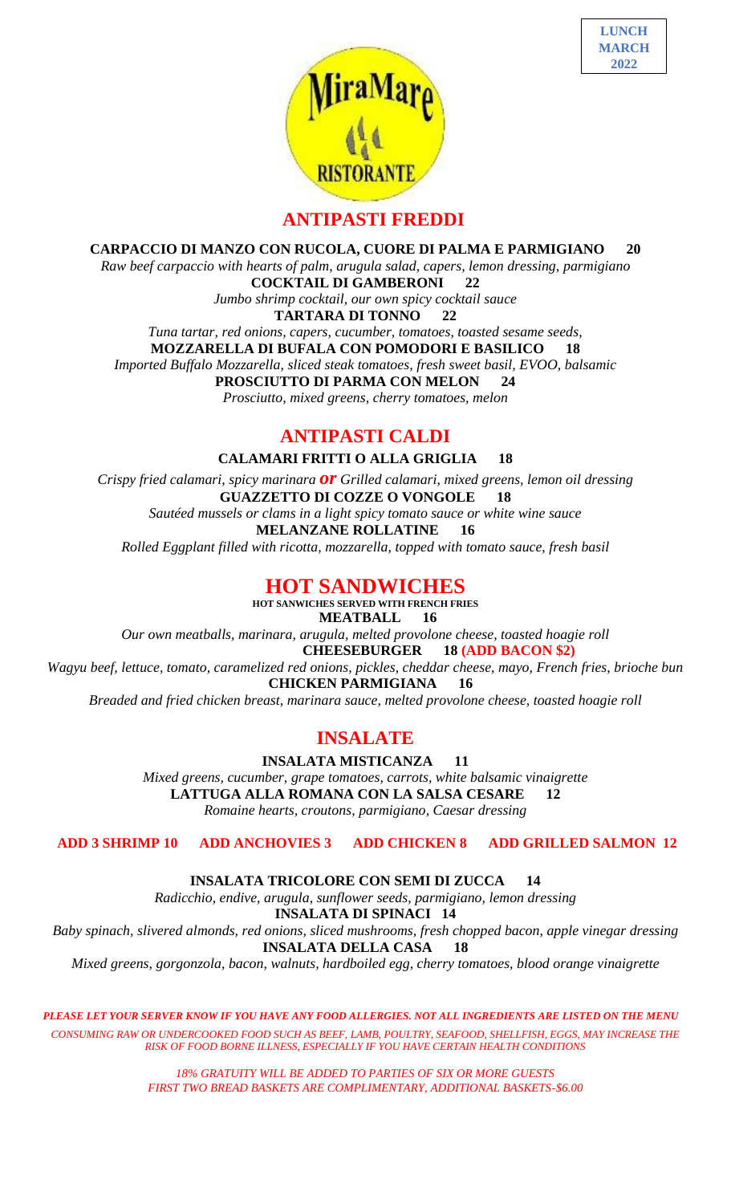**LUNCH MARCH 2022**

MiraMare RISTORANTE

## ANTIPASTI FREDDI

**CARPACCIO DI MANZO CON RUCOLA, CUORE DI PALMA E PARMIGIANO 20**
*Raw beef carpaccio with hearts of palm, arugula salad, capers, lemon dressing, parmigiano*

**COCKTAIL DI GAMBERONI 22**
*Jumbo shrimp cocktail, our own spicy cocktail sauce*

**TARTARA DI TONNO 22**
*Tuna tartar, red onions, capers, cucumber, tomatoes, toasted sesame seeds,*

**MOZZARELLA DI BUFALA CON POMODORI E BASILICO 18**
*Imported Buffalo Mozzarella, sliced steak tomatoes, fresh sweet basil, EVOO, balsamic*

**PROSCIUTTO DI PARMA CON MELON 24**
*Prosciutto, mixed greens, cherry tomatoes, melon*

## ANTIPASTI CALDI

**CALAMARI FRITTI O ALLA GRIGLIA 18**
*Crispy fried calamari, spicy marinara **or** Grilled calamari, mixed greens, lemon oil dressing*

**GUAZZETTO DI COZZE O VONGOLE 18**
*Sautéed mussels or clams in a light spicy tomato sauce or white wine sauce*

**MELANZANE ROLLATINE 16**
*Rolled Eggplant filled with ricotta, mozzarella, topped with tomato sauce, fresh basil*

## HOT SANDWICHES

**HOT SANWICHES SERVED WITH FRENCH FRIES**

**MEATBALL 16**
*Our own meatballs, marinara, arugula, melted provolone cheese, toasted hoagie roll*

**CHEESEBURGER 18 (ADD BACON $2)**
*Wagyu beef, lettuce, tomato, caramelized red onions, pickles, cheddar cheese, mayo, French fries, brioche bun*

**CHICKEN PARMIGIANA 16**
*Breaded and fried chicken breast, marinara sauce, melted provolone cheese, toasted hoagie roll*

## INSALATE

**INSALATA MISTICANZA 11**
*Mixed greens, cucumber, grape tomatoes, carrots, white balsamic vinaigrette*

**LATTUGA ALLA ROMANA CON LA SALSA CESARE 12**
*Romaine hearts, croutons, parmigiano, Caesar dressing*

**ADD 3 SHRIMP 10 ADD ANCHOVIES 3 ADD CHICKEN 8 ADD GRILLED SALMON 12**

**INSALATA TRICOLORE CON SEMI DI ZUCCA 14**
*Radicchio, endive, arugula, sunflower seeds, parmigiano, lemon dressing*

**INSALATA DI SPINACI 14**
*Baby spinach, slivered almonds, red onions, sliced mushrooms, fresh chopped bacon, apple vinegar dressing*

**INSALATA DELLA CASA 18**
*Mixed greens, gorgonzola, bacon, walnuts, hardboiled egg, cherry tomatoes, blood orange vinaigrette*

***PLEASE LET YOUR SERVER KNOW IF YOU HAVE ANY FOOD ALLERGIES. NOT ALL INGREDIENTS ARE LISTED ON THE MENU***

*CONSUMING RAW OR UNDERCOOKED FOOD SUCH AS BEEF, LAMB, POULTRY, SEAFOOD, SHELLFISH, EGGS, MAY INCREASE THE RISK OF FOOD BORNE ILLNESS, ESPECIALLY IF YOU HAVE CERTAIN HEALTH CONDITIONS*

*18% GRATUITY WILL BE ADDED TO PARTIES OF SIX OR MORE GUESTS*
*FIRST TWO BREAD BASKETS ARE COMPLIMENTARY, ADDITIONAL BASKETS-$6.00*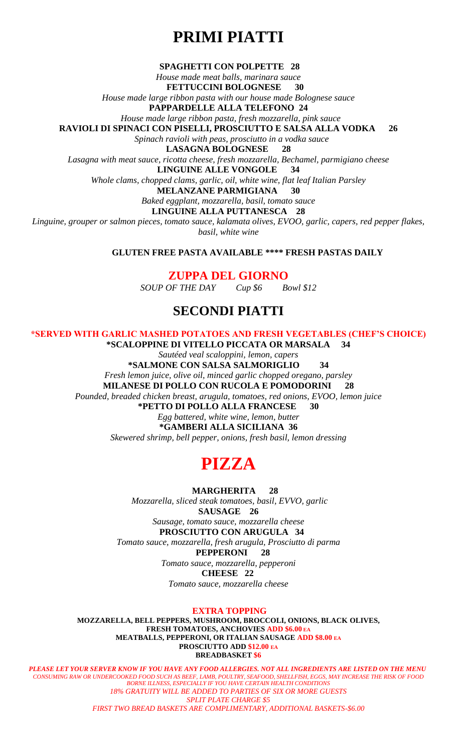# PRIMI PIATTI

**SPAGHETTI CON POLPETTE 28**
*House made meat balls, marinara sauce*

**FETTUCCINI BOLOGNESE 30**
*House made large ribbon pasta with our house made Bolognese sauce*

**PAPPARDELLE ALLA TELEFONO 24**
*House made large ribbon pasta, fresh mozzarella, pink sauce*

**RAVIOLI DI SPINACI CON PISELLI, PROSCIUTTO E SALSA ALLA VODKA 26**
*Spinach ravioli with peas, prosciutto in a vodka sauce*

**LASAGNA BOLOGNESE 28**
*Lasagna with meat sauce, ricotta cheese, fresh mozzarella, Bechamel, parmigiano cheese*

**LINGUINE ALLE VONGOLE 34**
*Whole clams, chopped clams, garlic, oil, white wine, flat leaf Italian Parsley*

**MELANZANE PARMIGIANA 30**
*Baked eggplant, mozzarella, basil, tomato sauce*

**LINGUINE ALLA PUTTANESCA 28**
*Linguine, grouper or salmon pieces, tomato sauce, kalamata olives, EVOO, garlic, capers, red pepper flakes, basil, white wine*

**GLUTEN FREE PASTA AVAILABLE **** FRESH PASTAS DAILY**

## ZUPPA DEL GIORNO

*SOUP OF THE DAY Cup $6 Bowl $12*

# SECONDI PIATTI

**\*SERVED WITH GARLIC MASHED POTATOES AND FRESH VEGETABLES (CHEF'S CHOICE)**

**\*SCALOPPINE DI VITELLO PICCATA OR MARSALA 34**
*Sautéed veal scaloppini, lemon, capers*

**\*SALMONE CON SALSA SALMORIGLIO 34**
*Fresh lemon juice, olive oil, minced garlic chopped oregano, parsley*

**MILANESE DI POLLO CON RUCOLA E POMODORINI 28**
*Pounded, breaded chicken breast, arugula, tomatoes, red onions, EVOO, lemon juice*

**\*PETTO DI POLLO ALLA FRANCESE 30**
*Egg battered, white wine, lemon, butter*

**\*GAMBERI ALLA SICILIANA 36**
*Skewered shrimp, bell pepper, onions, fresh basil, lemon dressing*

# PIZZA

**MARGHERITA 28**
*Mozzarella, sliced steak tomatoes, basil, EVVO, garlic*

**SAUSAGE 26**
*Sausage, tomato sauce, mozzarella cheese*

**PROSCIUTTO CON ARUGULA 34**
*Tomato sauce, mozzarella, fresh arugula, Prosciutto di parma*

**PEPPERONI 28**
*Tomato sauce, mozzarella, pepperoni*

**CHEESE 22**
*Tomato sauce, mozzarella cheese*

## EXTRA TOPPING

**MOZZARELLA, BELL PEPPERS, MUSHROOM, BROCCOLI, ONIONS, BLACK OLIVES, FRESH TOMATOES, ANCHOVIES ADD $6.00 EA**
**MEATBALLS, PEPPERONI, OR ITALIAN SAUSAGE ADD $8.00 EA**
**PROSCIUTTO ADD $12.00 EA**
**BREADBASKET $6**

***PLEASE LET YOUR SERVER KNOW IF YOU HAVE ANY FOOD ALLERGIES. NOT ALL INGREDIENTS ARE LISTED ON THE MENU***
*CONSUMING RAW OR UNDERCOOKED FOOD SUCH AS BEEF, LAMB, POULTRY, SEAFOOD, SHELLFISH, EGGS, MAY INCREASE THE RISK OF FOOD BORNE ILLNESS, ESPECIALLY IF YOU HAVE CERTAIN HEALTH CONDITIONS*
*18% GRATUITY WILL BE ADDED TO PARTIES OF SIX OR MORE GUESTS*
*SPLIT PLATE CHARGE $5*
*FIRST TWO BREAD BASKETS ARE COMPLIMENTARY, ADDITIONAL BASKETS-$6.00*